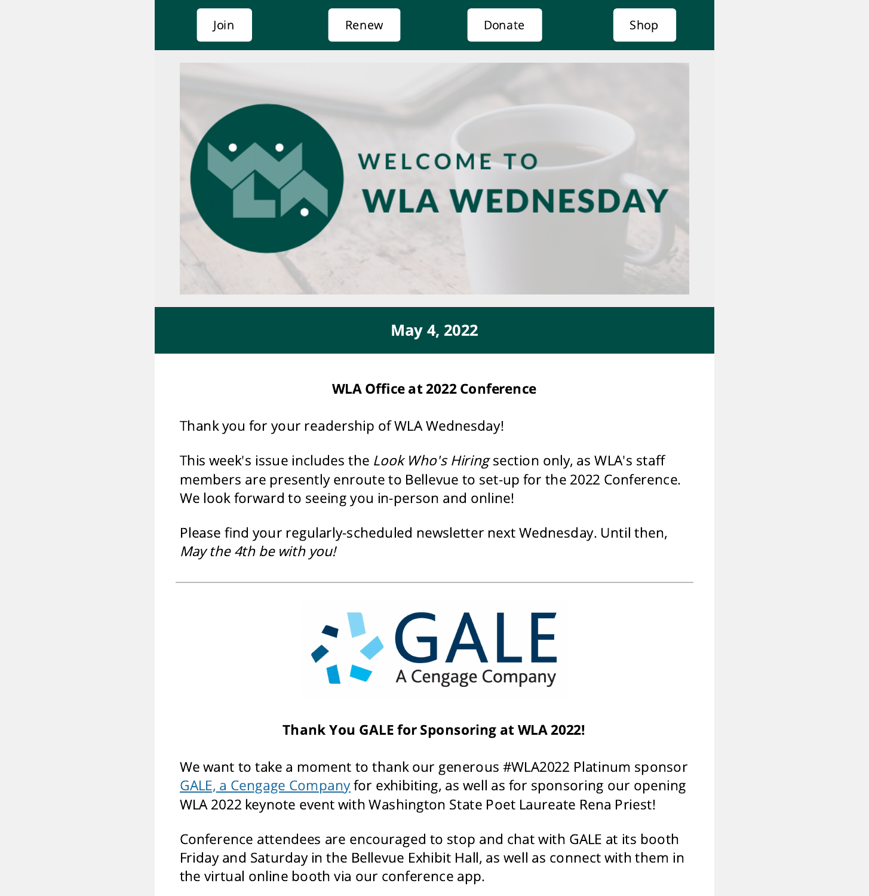Join | Renew | Donate | Shop

WELCOME TO

# WLA WEDNESDAY

**May 4, 2022**

**WLA Office at 2022 Conference**

Thank you for your readership of WLA Wednesday!

This week's issue includes the *Look Who's Hiring* section only, as WLA's staff members are presently enroute to Bellevue to set-up for the 2022 Conference. We look forward to seeing you in-person and online!

Please find your regularly-scheduled newsletter next Wednesday. Until then, *May the 4th be with you!*

---

GALE
A Cengage Company

**Thank You GALE for Sponsoring at WLA 2022!**

We want to take a moment to thank our generous #WLA2022 Platinum sponsor GALE, a Cengage Company for exhibiting, as well as for sponsoring our opening WLA 2022 keynote event with Washington State Poet Laureate Rena Priest!

Conference attendees are encouraged to stop and chat with GALE at its booth Friday and Saturday in the Bellevue Exhibit Hall, as well as connect with them in the virtual online booth via our conference app.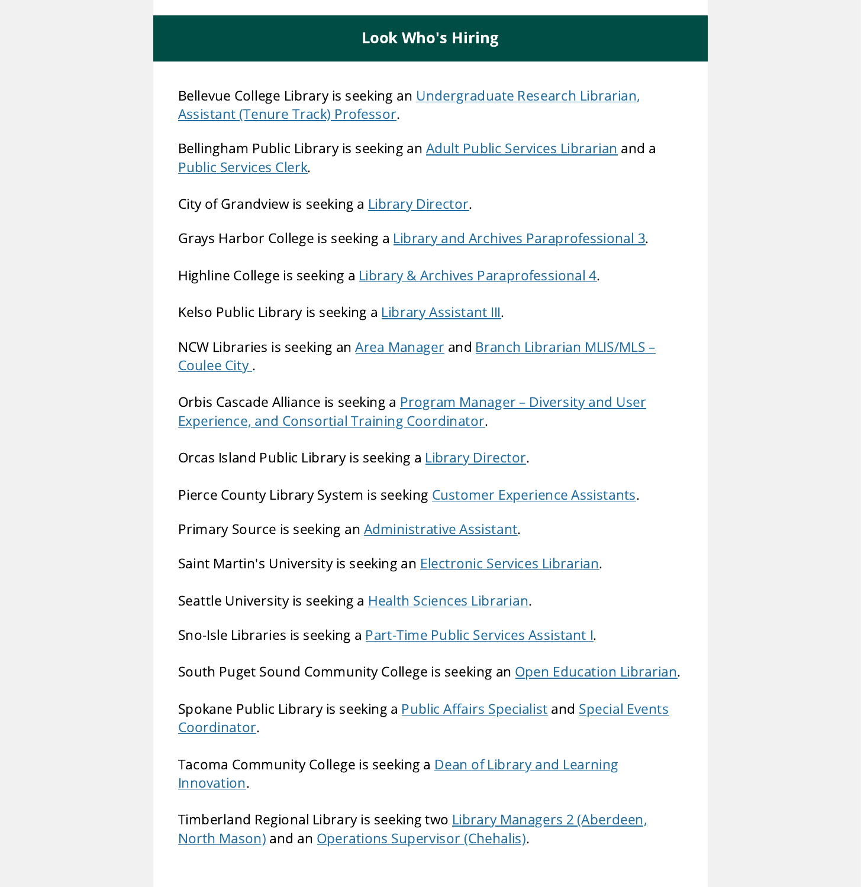## Look Who's Hiring

Bellevue College Library is seeking an Undergraduate Research Librarian, Assistant (Tenure Track) Professor.

Bellingham Public Library is seeking an Adult Public Services Librarian and a Public Services Clerk.

City of Grandview is seeking a Library Director.

Grays Harbor College is seeking a Library and Archives Paraprofessional 3.

Highline College is seeking a Library & Archives Paraprofessional 4.

Kelso Public Library is seeking a Library Assistant III.

NCW Libraries is seeking an Area Manager and Branch Librarian MLIS/MLS – Coulee City .

Orbis Cascade Alliance is seeking a Program Manager – Diversity and User Experience, and Consortial Training Coordinator.

Orcas Island Public Library is seeking a Library Director.

Pierce County Library System is seeking Customer Experience Assistants.

Primary Source is seeking an Administrative Assistant.

Saint Martin's University is seeking an Electronic Services Librarian.

Seattle University is seeking a Health Sciences Librarian.

Sno-Isle Libraries is seeking a Part-Time Public Services Assistant I.

South Puget Sound Community College is seeking an Open Education Librarian.

Spokane Public Library is seeking a Public Affairs Specialist and Special Events Coordinator.

Tacoma Community College is seeking a Dean of Library and Learning Innovation.

Timberland Regional Library is seeking two Library Managers 2 (Aberdeen, North Mason) and an Operations Supervisor (Chehalis).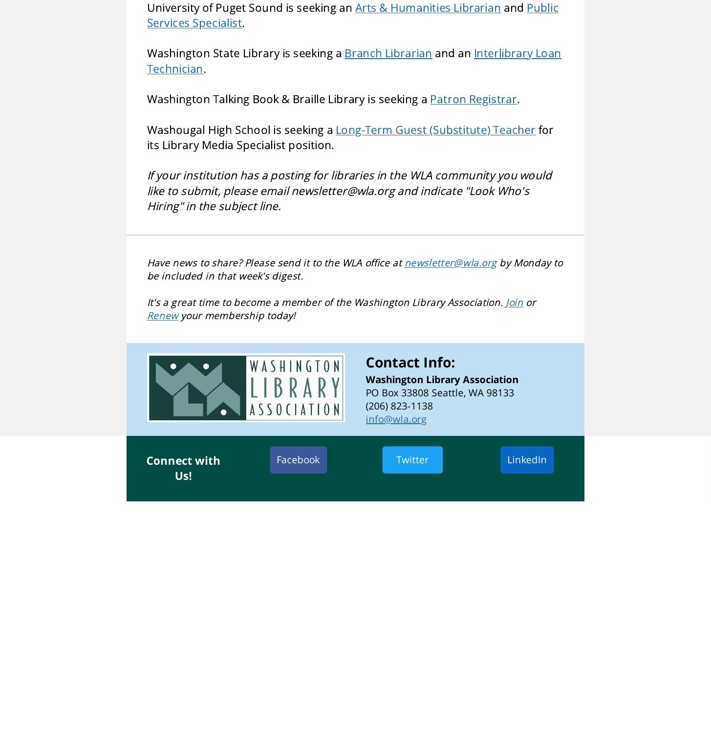University of Puget Sound is seeking an Arts & Humanities Librarian and Public Services Specialist.

Washington State Library is seeking a Branch Librarian and an Interlibrary Loan Technician.

Washington Talking Book & Braille Library is seeking a Patron Registrar.

Washougal High School is seeking a Long-Term Guest (Substitute) Teacher for its Library Media Specialist position.

*If your institution has a posting for libraries in the WLA community you would like to submit, please email newsletter@wla.org and indicate "Look Who's Hiring" in the subject line.*

---

*Have news to share? Please send it to the WLA office at newsletter@wla.org by Monday to be included in that week's digest.*

*It's a great time to become a member of the Washington Library Association. Join or Renew your membership today!*

WASHINGTON LIBRARY ASSOCIATION

## Contact Info:

**Washington Library Association**
PO Box 33808 Seattle, WA 98133
(206) 823-1138
info@wla.org

**Connect with Us!**

Facebook

Twitter

LinkedIn